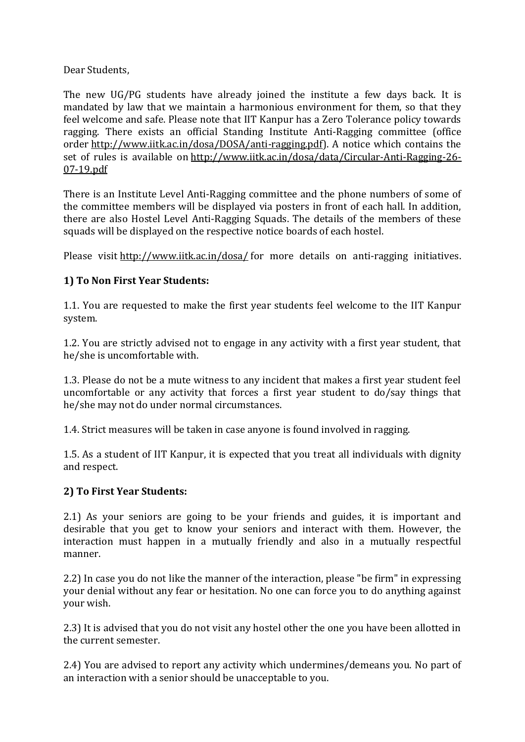Dear Students,

The new UG/PG students have already joined the institute a few days back. It is mandated by law that we maintain a harmonious environment for them, so that they feel welcome and safe. Please note that IIT Kanpur has a Zero Tolerance policy towards ragging. There exists an official Standing Institute Anti-Ragging committee (office order http://www.iitk.ac.in/dosa/DOSA/anti-ragging.pdf). A notice which contains the set of rules is available on http://www.iitk.ac.in/dosa/data/Circular-Anti-Ragging-26-07-19.pdf

There is an Institute Level Anti-Ragging committee and the phone numbers of some of the committee members will be displayed via posters in front of each hall. In addition, there are also Hostel Level Anti-Ragging Squads. The details of the members of these squads will be displayed on the respective notice boards of each hostel.

Please visit http://www.iitk.ac.in/dosa/ for more details on anti-ragging initiatives.

**1) To Non First Year Students:**

1.1. You are requested to make the first year students feel welcome to the IIT Kanpur system.

1.2. You are strictly advised not to engage in any activity with a first year student, that he/she is uncomfortable with.

1.3. Please do not be a mute witness to any incident that makes a first year student feel uncomfortable or any activity that forces a first year student to do/say things that he/she may not do under normal circumstances.

1.4. Strict measures will be taken in case anyone is found involved in ragging.

1.5. As a student of IIT Kanpur, it is expected that you treat all individuals with dignity and respect.

**2) To First Year Students:**

2.1) As your seniors are going to be your friends and guides, it is important and desirable that you get to know your seniors and interact with them. However, the interaction must happen in a mutually friendly and also in a mutually respectful manner.

2.2) In case you do not like the manner of the interaction, please "be firm" in expressing your denial without any fear or hesitation. No one can force you to do anything against your wish.

2.3) It is advised that you do not visit any hostel other the one you have been allotted in the current semester.

2.4) You are advised to report any activity which undermines/demeans you. No part of an interaction with a senior should be unacceptable to you.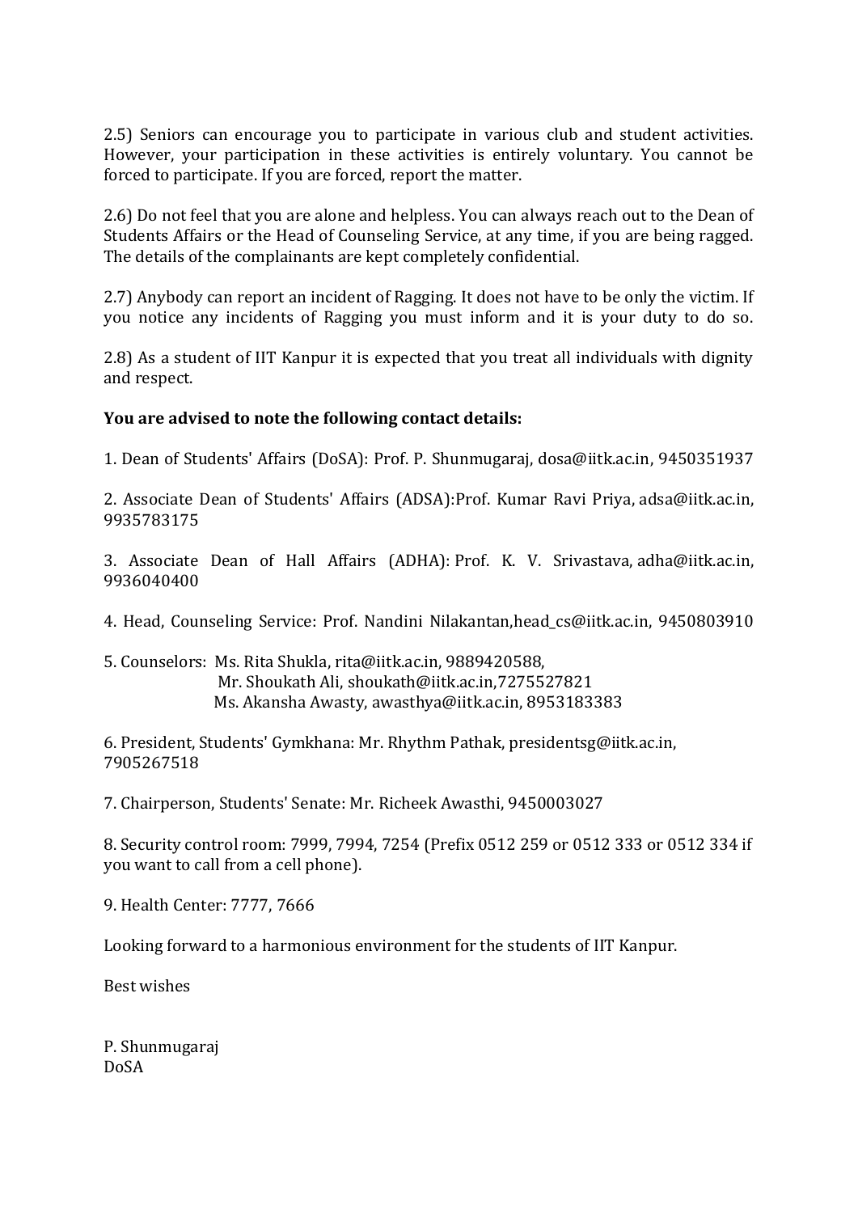2.5) Seniors can encourage you to participate in various club and student activities. However, your participation in these activities is entirely voluntary. You cannot be forced to participate. If you are forced, report the matter.

2.6) Do not feel that you are alone and helpless. You can always reach out to the Dean of Students Affairs or the Head of Counseling Service, at any time, if you are being ragged. The details of the complainants are kept completely confidential.

2.7) Anybody can report an incident of Ragging. It does not have to be only the victim. If you notice any incidents of Ragging you must inform and it is your duty to do so.

2.8) As a student of IIT Kanpur it is expected that you treat all individuals with dignity and respect.

**You are advised to note the following contact details:**

1. Dean of Students' Affairs (DoSA): Prof. P. Shunmugaraj, dosa@iitk.ac.in, 9450351937

2. Associate Dean of Students' Affairs (ADSA):Prof. Kumar Ravi Priya, adsa@iitk.ac.in, 9935783175

3. Associate Dean of Hall Affairs (ADHA): Prof. K. V. Srivastava, adha@iitk.ac.in, 9936040400

4. Head, Counseling Service: Prof. Nandini Nilakantan,head_cs@iitk.ac.in, 9450803910

5. Counselors: Ms. Rita Shukla, rita@iitk.ac.in, 9889420588,
   Mr. Shoukath Ali, shoukath@iitk.ac.in,7275527821
   Ms. Akansha Awasty, awasthya@iitk.ac.in, 8953183383

6. President, Students' Gymkhana: Mr. Rhythm Pathak, presidentsg@iitk.ac.in, 7905267518

7. Chairperson, Students' Senate: Mr. Richeek Awasthi, 9450003027

8. Security control room: 7999, 7994, 7254 (Prefix 0512 259 or 0512 333 or 0512 334 if you want to call from a cell phone).

9. Health Center: 7777, 7666

Looking forward to a harmonious environment for the students of IIT Kanpur.

Best wishes

P. Shunmugaraj
DoSA